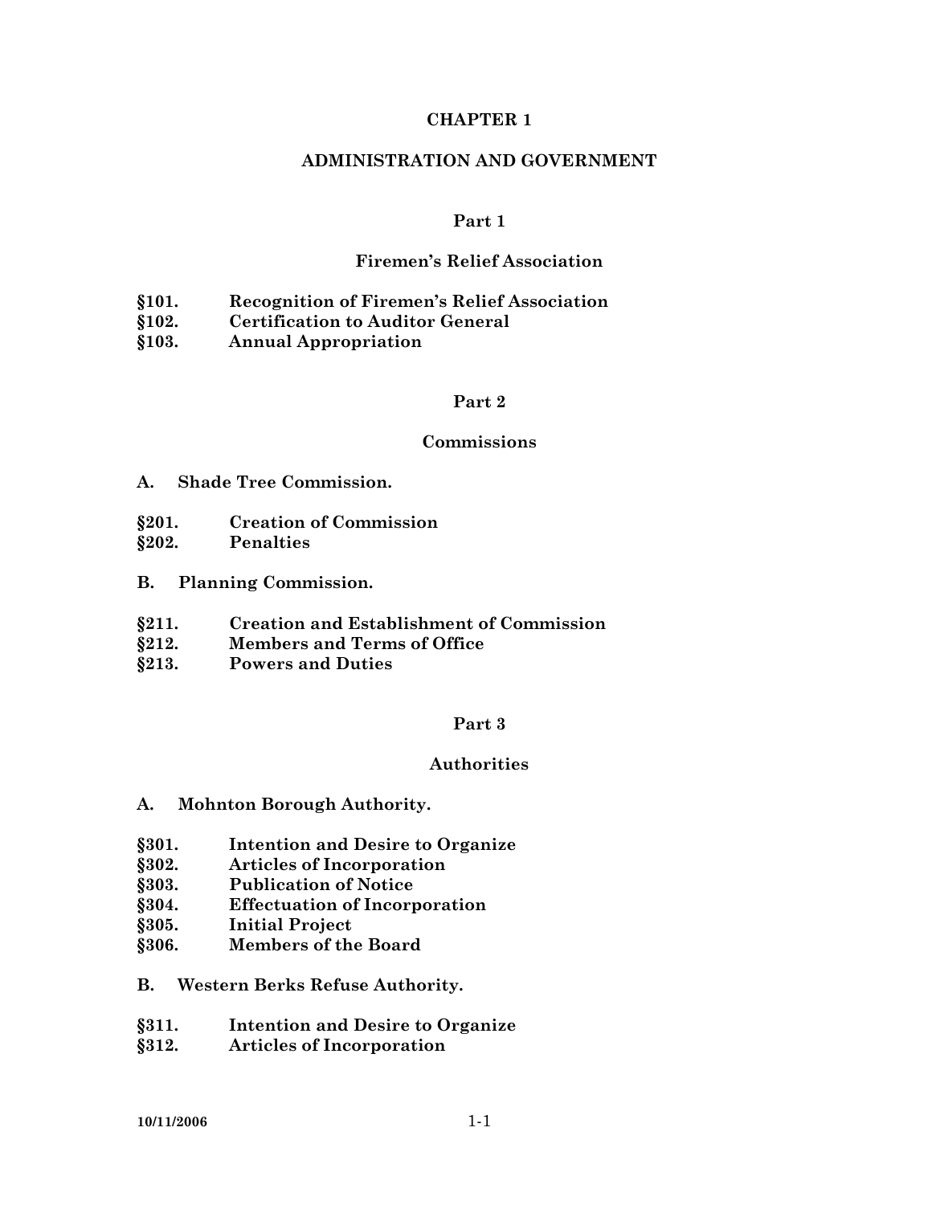# CHAPTER 1

# ADMINISTRATION AND GOVERNMENT

## Part 1

## Firemen's Relief Association

**§101. Recognition of Firemen's Relief Association**
**§102. Certification to Auditor General**
**§103. Annual Appropriation**

## Part 2

## Commissions

**A. Shade Tree Commission.**

**§201. Creation of Commission**
**§202. Penalties**

**B. Planning Commission.**

**§211. Creation and Establishment of Commission**
**§212. Members and Terms of Office**
**§213. Powers and Duties**

## Part 3

## Authorities

**A. Mohnton Borough Authority.**

**§301. Intention and Desire to Organize**
**§302. Articles of Incorporation**
**§303. Publication of Notice**
**§304. Effectuation of Incorporation**
**§305. Initial Project**
**§306. Members of the Board**

**B. Western Berks Refuse Authority.**

**§311. Intention and Desire to Organize**
**§312. Articles of Incorporation**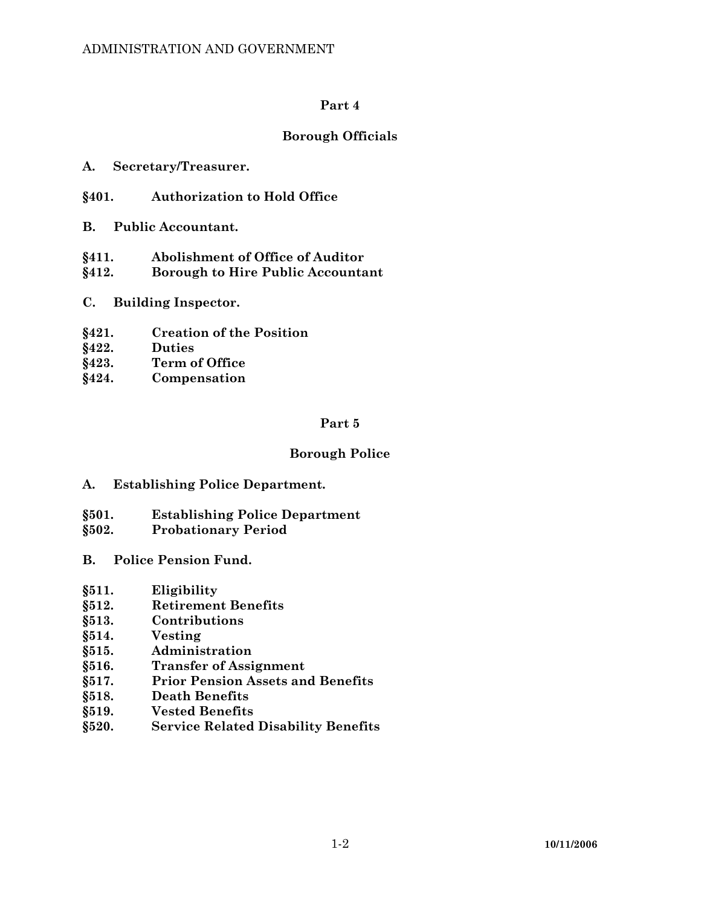## Part 4

## Borough Officials

**A. Secretary/Treasurer.**

**§401. Authorization to Hold Office**

**B. Public Accountant.**

**§411. Abolishment of Office of Auditor**
**§412. Borough to Hire Public Accountant**

**C. Building Inspector.**

**§421. Creation of the Position**
**§422. Duties**
**§423. Term of Office**
**§424. Compensation**

## Part 5

## Borough Police

**A. Establishing Police Department.**

**§501. Establishing Police Department**
**§502. Probationary Period**

**B. Police Pension Fund.**

**§511. Eligibility**
**§512. Retirement Benefits**
**§513. Contributions**
**§514. Vesting**
**§515. Administration**
**§516. Transfer of Assignment**
**§517. Prior Pension Assets and Benefits**
**§518. Death Benefits**
**§519. Vested Benefits**
**§520. Service Related Disability Benefits**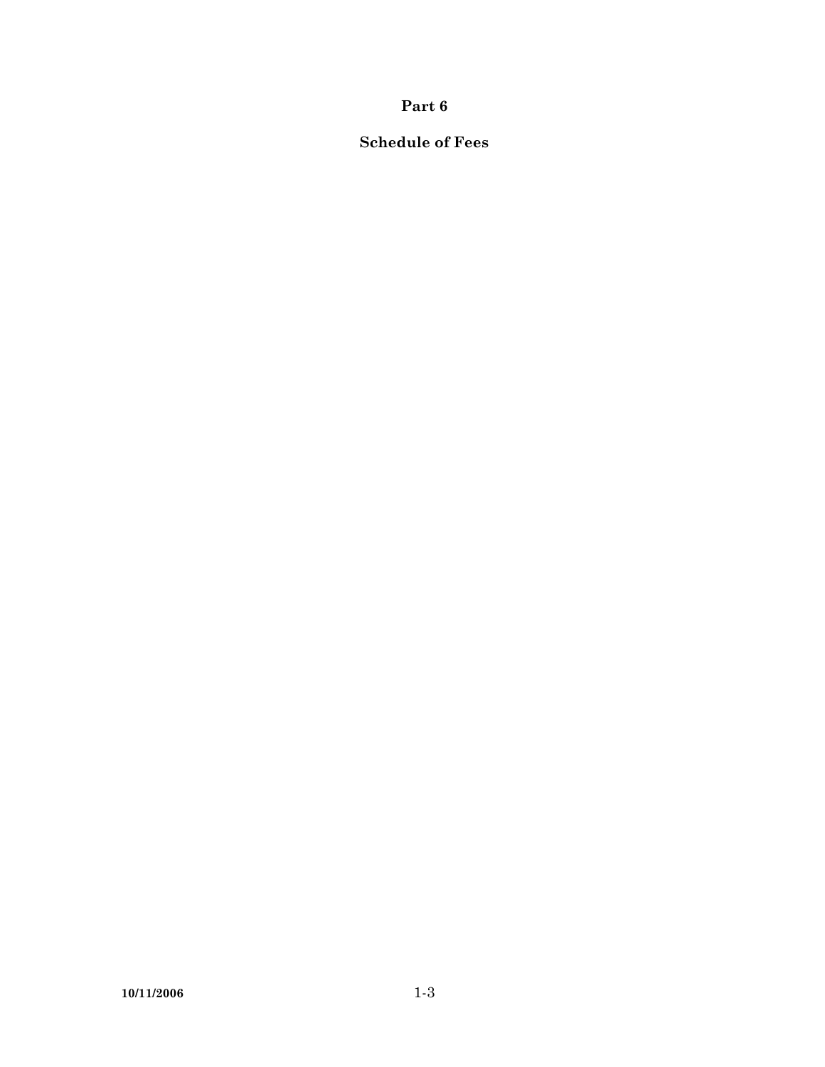# Part 6

## Schedule of Fees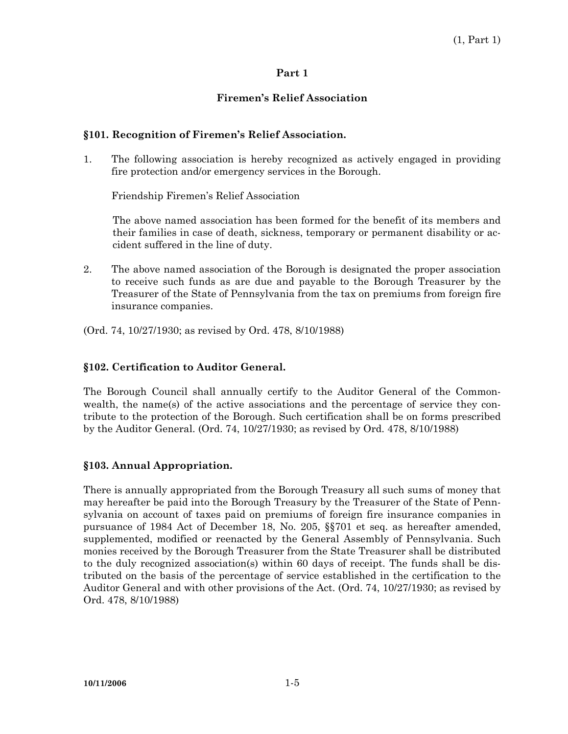## Part 1

## Firemen's Relief Association

### §101. Recognition of Firemen's Relief Association.

1. The following association is hereby recognized as actively engaged in providing fire protection and/or emergency services in the Borough.

   Friendship Firemen's Relief Association

   The above named association has been formed for the benefit of its members and their families in case of death, sickness, temporary or permanent disability or accident suffered in the line of duty.

2. The above named association of the Borough is designated the proper association to receive such funds as are due and payable to the Borough Treasurer by the Treasurer of the State of Pennsylvania from the tax on premiums from foreign fire insurance companies.

(Ord. 74, 10/27/1930; as revised by Ord. 478, 8/10/1988)

### §102. Certification to Auditor General.

The Borough Council shall annually certify to the Auditor General of the Commonwealth, the name(s) of the active associations and the percentage of service they contribute to the protection of the Borough. Such certification shall be on forms prescribed by the Auditor General. (Ord. 74, 10/27/1930; as revised by Ord. 478, 8/10/1988)

### §103. Annual Appropriation.

There is annually appropriated from the Borough Treasury all such sums of money that may hereafter be paid into the Borough Treasury by the Treasurer of the State of Pennsylvania on account of taxes paid on premiums of foreign fire insurance companies in pursuance of 1984 Act of December 18, No. 205, §§701 et seq. as hereafter amended, supplemented, modified or reenacted by the General Assembly of Pennsylvania. Such monies received by the Borough Treasurer from the State Treasurer shall be distributed to the duly recognized association(s) within 60 days of receipt. The funds shall be distributed on the basis of the percentage of service established in the certification to the Auditor General and with other provisions of the Act. (Ord. 74, 10/27/1930; as revised by Ord. 478, 8/10/1988)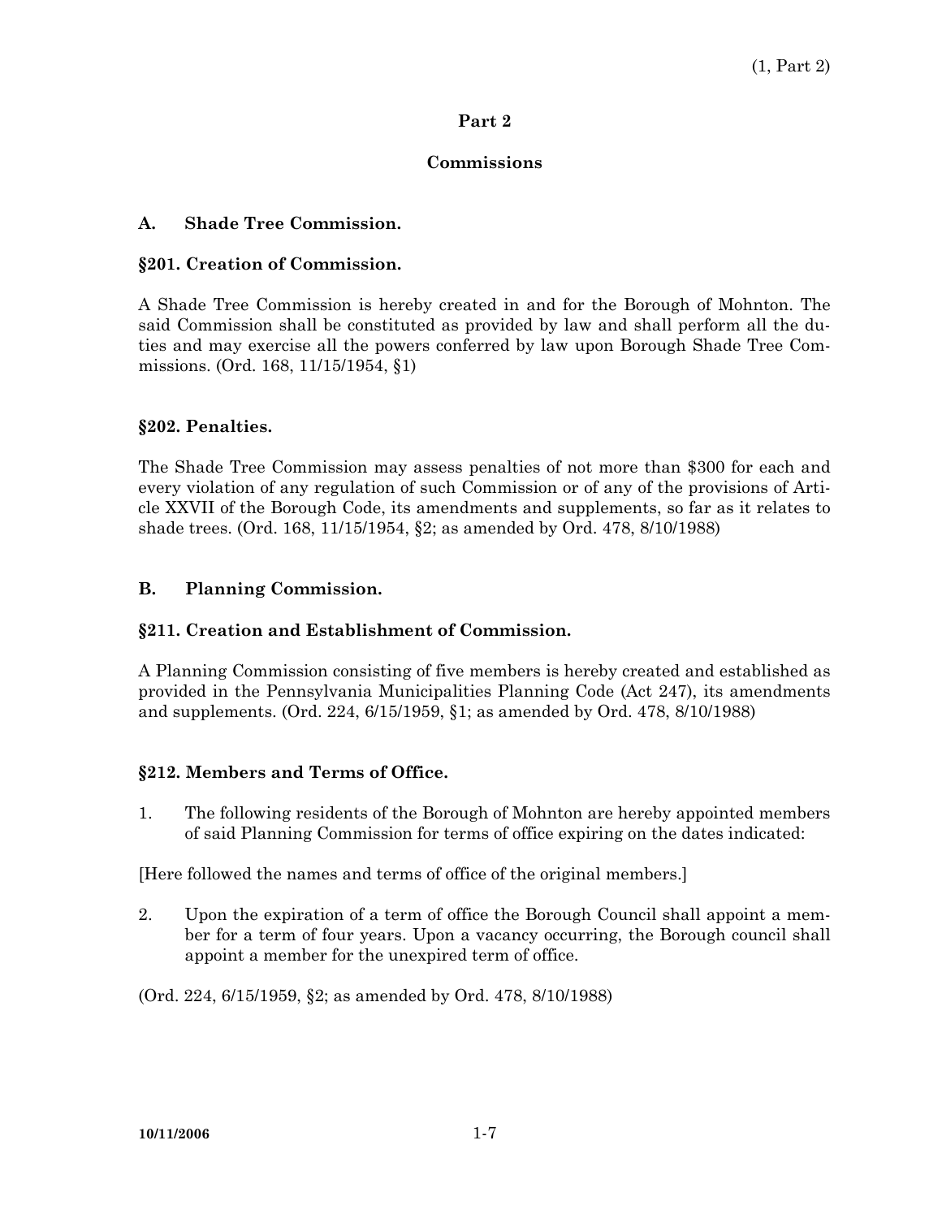## Part 2

## Commissions

### A. Shade Tree Commission.

#### §201. Creation of Commission.

A Shade Tree Commission is hereby created in and for the Borough of Mohnton. The said Commission shall be constituted as provided by law and shall perform all the duties and may exercise all the powers conferred by law upon Borough Shade Tree Commissions. (Ord. 168, 11/15/1954, §1)

#### §202. Penalties.

The Shade Tree Commission may assess penalties of not more than $300 for each and every violation of any regulation of such Commission or of any of the provisions of Article XXVII of the Borough Code, its amendments and supplements, so far as it relates to shade trees. (Ord. 168, 11/15/1954, §2; as amended by Ord. 478, 8/10/1988)

### B. Planning Commission.

#### §211. Creation and Establishment of Commission.

A Planning Commission consisting of five members is hereby created and established as provided in the Pennsylvania Municipalities Planning Code (Act 247), its amendments and supplements. (Ord. 224, 6/15/1959, §1; as amended by Ord. 478, 8/10/1988)

#### §212. Members and Terms of Office.

1. The following residents of the Borough of Mohnton are hereby appointed members of said Planning Commission for terms of office expiring on the dates indicated:

[Here followed the names and terms of office of the original members.]

2. Upon the expiration of a term of office the Borough Council shall appoint a member for a term of four years. Upon a vacancy occurring, the Borough council shall appoint a member for the unexpired term of office.

(Ord. 224, 6/15/1959, §2; as amended by Ord. 478, 8/10/1988)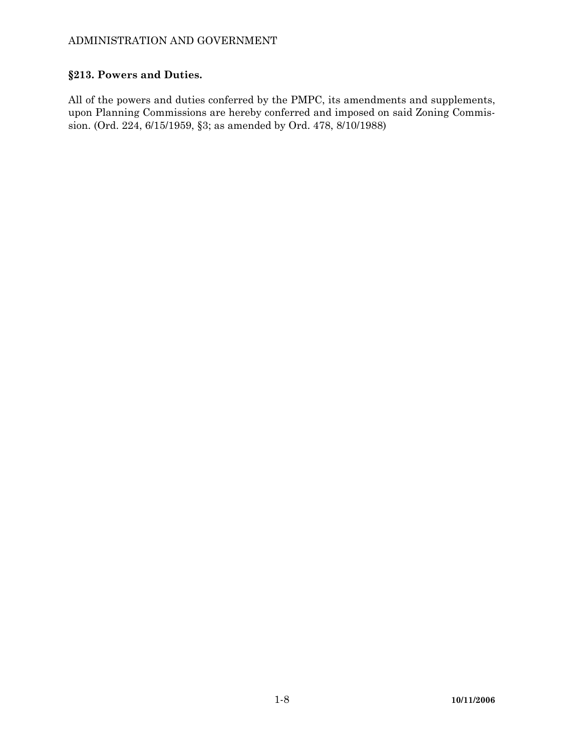## §213. Powers and Duties.

All of the powers and duties conferred by the PMPC, its amendments and supplements, upon Planning Commissions are hereby conferred and imposed on said Zoning Commission. (Ord. 224, 6/15/1959, §3; as amended by Ord. 478, 8/10/1988)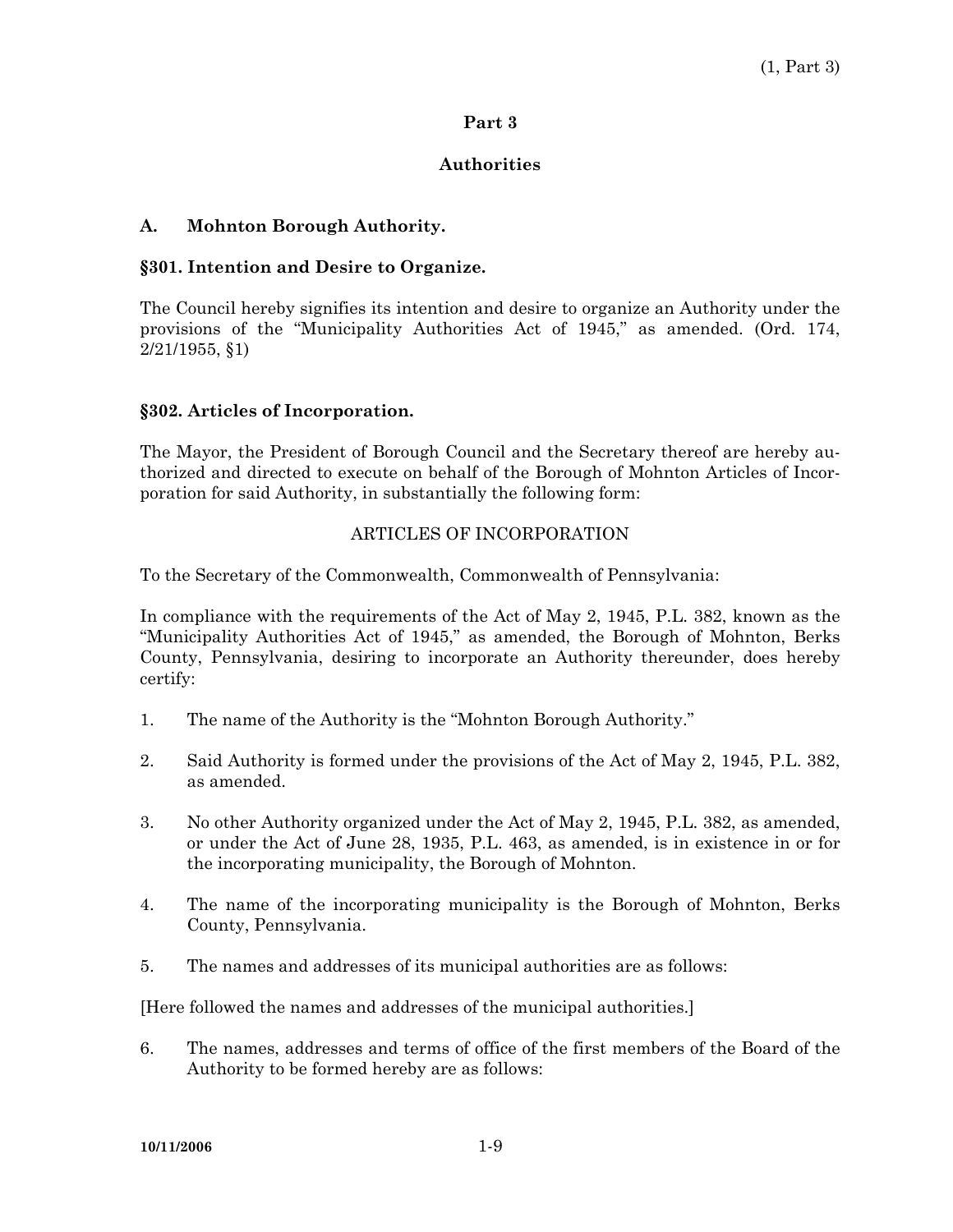## Part 3

## Authorities

### A. Mohnton Borough Authority.

#### §301. Intention and Desire to Organize.

The Council hereby signifies its intention and desire to organize an Authority under the provisions of the "Municipality Authorities Act of 1945," as amended. (Ord. 174, 2/21/1955, §1)

#### §302. Articles of Incorporation.

The Mayor, the President of Borough Council and the Secretary thereof are hereby authorized and directed to execute on behalf of the Borough of Mohnton Articles of Incorporation for said Authority, in substantially the following form:

ARTICLES OF INCORPORATION

To the Secretary of the Commonwealth, Commonwealth of Pennsylvania:

In compliance with the requirements of the Act of May 2, 1945, P.L. 382, known as the "Municipality Authorities Act of 1945," as amended, the Borough of Mohnton, Berks County, Pennsylvania, desiring to incorporate an Authority thereunder, does hereby certify:

1. The name of the Authority is the "Mohnton Borough Authority."

2. Said Authority is formed under the provisions of the Act of May 2, 1945, P.L. 382, as amended.

3. No other Authority organized under the Act of May 2, 1945, P.L. 382, as amended, or under the Act of June 28, 1935, P.L. 463, as amended, is in existence in or for the incorporating municipality, the Borough of Mohnton.

4. The name of the incorporating municipality is the Borough of Mohnton, Berks County, Pennsylvania.

5. The names and addresses of its municipal authorities are as follows:

[Here followed the names and addresses of the municipal authorities.]

6. The names, addresses and terms of office of the first members of the Board of the Authority to be formed hereby are as follows: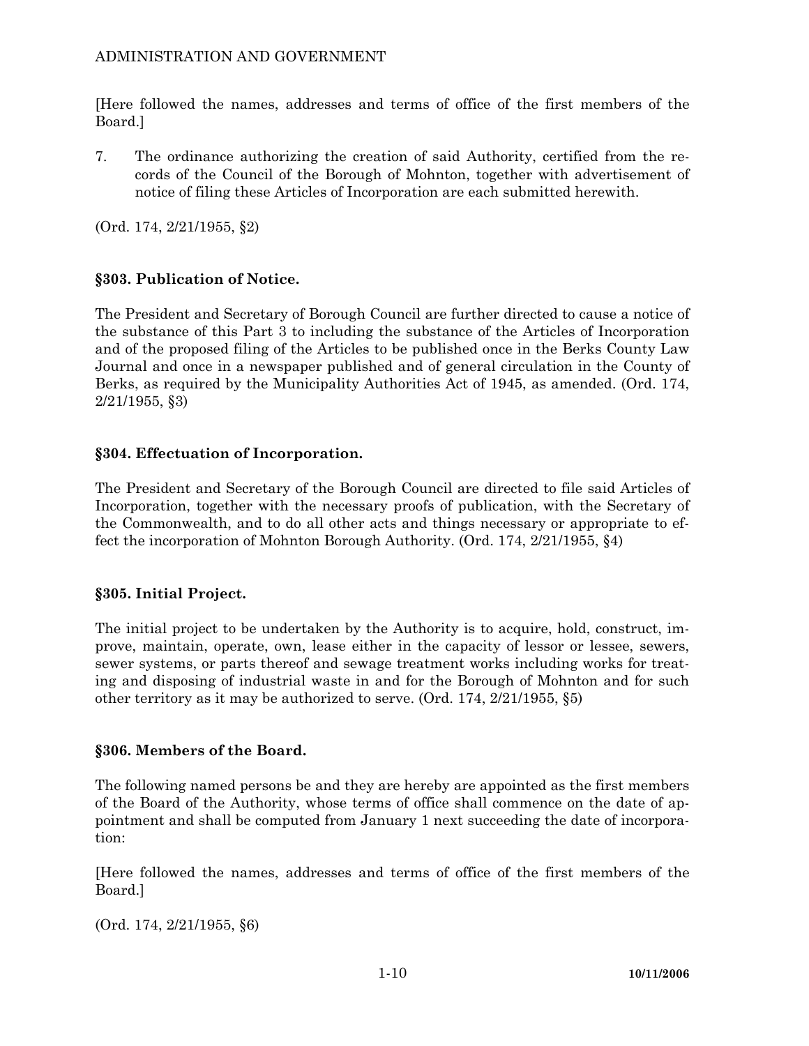[Here followed the names, addresses and terms of office of the first members of the Board.]

7. The ordinance authorizing the creation of said Authority, certified from the records of the Council of the Borough of Mohnton, together with advertisement of notice of filing these Articles of Incorporation are each submitted herewith.

(Ord. 174, 2/21/1955, §2)

## §303. Publication of Notice.

The President and Secretary of Borough Council are further directed to cause a notice of the substance of this Part 3 to including the substance of the Articles of Incorporation and of the proposed filing of the Articles to be published once in the Berks County Law Journal and once in a newspaper published and of general circulation in the County of Berks, as required by the Municipality Authorities Act of 1945, as amended. (Ord. 174, 2/21/1955, §3)

## §304. Effectuation of Incorporation.

The President and Secretary of the Borough Council are directed to file said Articles of Incorporation, together with the necessary proofs of publication, with the Secretary of the Commonwealth, and to do all other acts and things necessary or appropriate to effect the incorporation of Mohnton Borough Authority. (Ord. 174, 2/21/1955, §4)

## §305. Initial Project.

The initial project to be undertaken by the Authority is to acquire, hold, construct, improve, maintain, operate, own, lease either in the capacity of lessor or lessee, sewers, sewer systems, or parts thereof and sewage treatment works including works for treating and disposing of industrial waste in and for the Borough of Mohnton and for such other territory as it may be authorized to serve. (Ord. 174, 2/21/1955, §5)

## §306. Members of the Board.

The following named persons be and they are hereby are appointed as the first members of the Board of the Authority, whose terms of office shall commence on the date of appointment and shall be computed from January 1 next succeeding the date of incorporation:

[Here followed the names, addresses and terms of office of the first members of the Board.]

(Ord. 174, 2/21/1955, §6)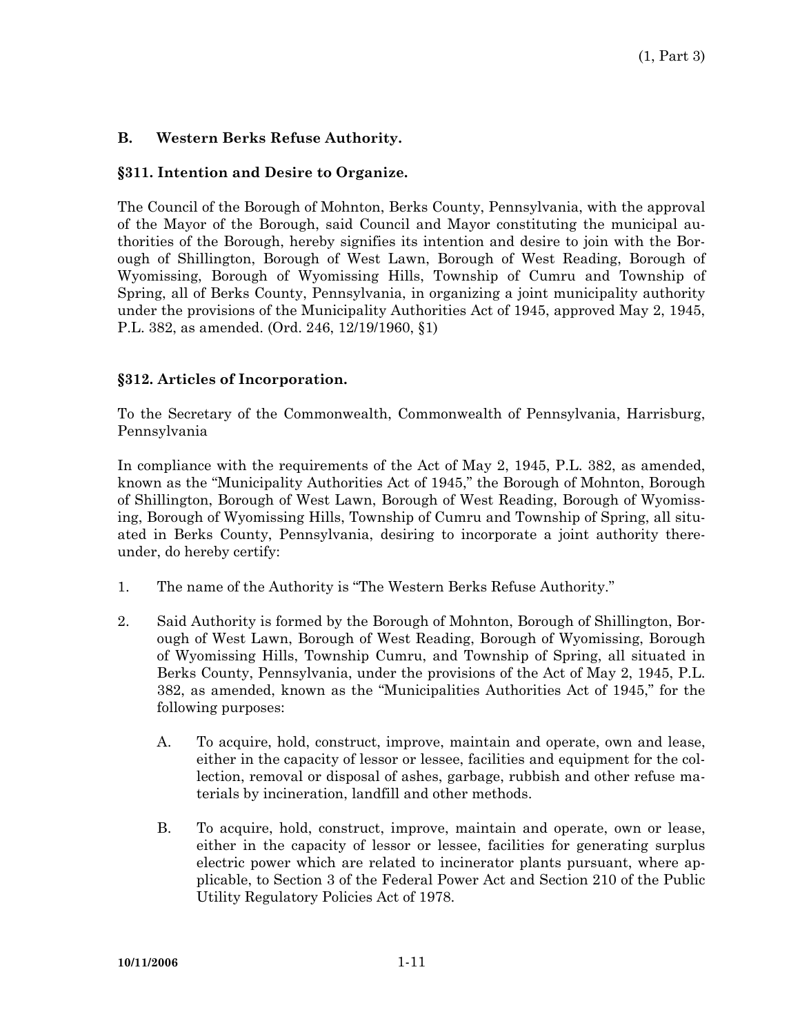## B. Western Berks Refuse Authority.

### §311. Intention and Desire to Organize.

The Council of the Borough of Mohnton, Berks County, Pennsylvania, with the approval of the Mayor of the Borough, said Council and Mayor constituting the municipal authorities of the Borough, hereby signifies its intention and desire to join with the Borough of Shillington, Borough of West Lawn, Borough of West Reading, Borough of Wyomissing, Borough of Wyomissing Hills, Township of Cumru and Township of Spring, all of Berks County, Pennsylvania, in organizing a joint municipality authority under the provisions of the Municipality Authorities Act of 1945, approved May 2, 1945, P.L. 382, as amended. (Ord. 246, 12/19/1960, §1)

### §312. Articles of Incorporation.

To the Secretary of the Commonwealth, Commonwealth of Pennsylvania, Harrisburg, Pennsylvania

In compliance with the requirements of the Act of May 2, 1945, P.L. 382, as amended, known as the "Municipality Authorities Act of 1945," the Borough of Mohnton, Borough of Shillington, Borough of West Lawn, Borough of West Reading, Borough of Wyomissing, Borough of Wyomissing Hills, Township of Cumru and Township of Spring, all situated in Berks County, Pennsylvania, desiring to incorporate a joint authority thereunder, do hereby certify:

1. The name of the Authority is "The Western Berks Refuse Authority."

2. Said Authority is formed by the Borough of Mohnton, Borough of Shillington, Borough of West Lawn, Borough of West Reading, Borough of Wyomissing, Borough of Wyomissing Hills, Township Cumru, and Township of Spring, all situated in Berks County, Pennsylvania, under the provisions of the Act of May 2, 1945, P.L. 382, as amended, known as the "Municipalities Authorities Act of 1945," for the following purposes:

    A. To acquire, hold, construct, improve, maintain and operate, own and lease, either in the capacity of lessor or lessee, facilities and equipment for the collection, removal or disposal of ashes, garbage, rubbish and other refuse materials by incineration, landfill and other methods.

    B. To acquire, hold, construct, improve, maintain and operate, own or lease, either in the capacity of lessor or lessee, facilities for generating surplus electric power which are related to incinerator plants pursuant, where applicable, to Section 3 of the Federal Power Act and Section 210 of the Public Utility Regulatory Policies Act of 1978.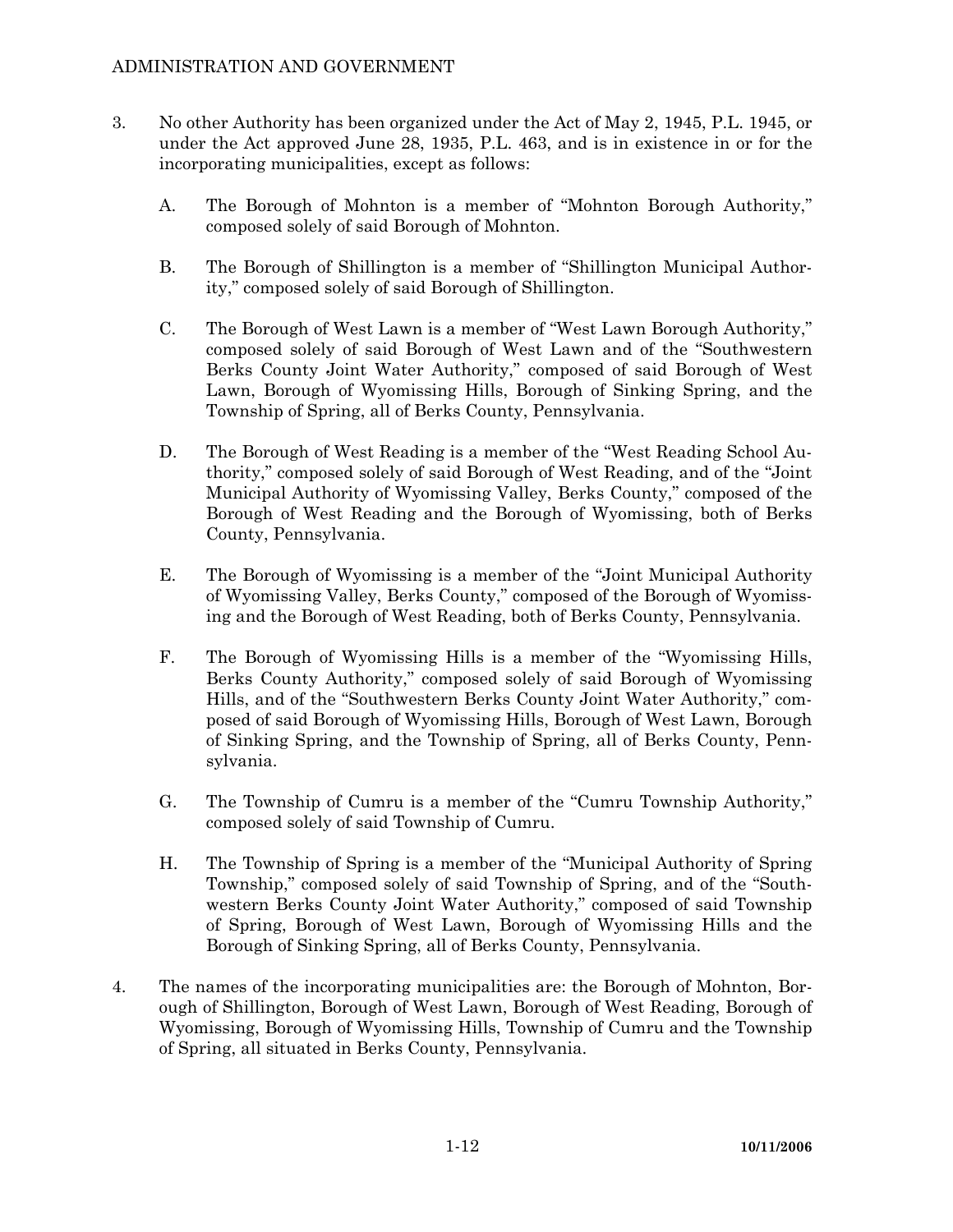3. No other Authority has been organized under the Act of May 2, 1945, P.L. 1945, or under the Act approved June 28, 1935, P.L. 463, and is in existence in or for the incorporating municipalities, except as follows:

   A. The Borough of Mohnton is a member of "Mohnton Borough Authority," composed solely of said Borough of Mohnton.

   B. The Borough of Shillington is a member of "Shillington Municipal Authority," composed solely of said Borough of Shillington.

   C. The Borough of West Lawn is a member of "West Lawn Borough Authority," composed solely of said Borough of West Lawn and of the "Southwestern Berks County Joint Water Authority," composed of said Borough of West Lawn, Borough of Wyomissing Hills, Borough of Sinking Spring, and the Township of Spring, all of Berks County, Pennsylvania.

   D. The Borough of West Reading is a member of the "West Reading School Authority," composed solely of said Borough of West Reading, and of the "Joint Municipal Authority of Wyomissing Valley, Berks County," composed of the Borough of West Reading and the Borough of Wyomissing, both of Berks County, Pennsylvania.

   E. The Borough of Wyomissing is a member of the "Joint Municipal Authority of Wyomissing Valley, Berks County," composed of the Borough of Wyomissing and the Borough of West Reading, both of Berks County, Pennsylvania.

   F. The Borough of Wyomissing Hills is a member of the "Wyomissing Hills, Berks County Authority," composed solely of said Borough of Wyomissing Hills, and of the "Southwestern Berks County Joint Water Authority," composed of said Borough of Wyomissing Hills, Borough of West Lawn, Borough of Sinking Spring, and the Township of Spring, all of Berks County, Pennsylvania.

   G. The Township of Cumru is a member of the "Cumru Township Authority," composed solely of said Township of Cumru.

   H. The Township of Spring is a member of the "Municipal Authority of Spring Township," composed solely of said Township of Spring, and of the "Southwestern Berks County Joint Water Authority," composed of said Township of Spring, Borough of West Lawn, Borough of Wyomissing Hills and the Borough of Sinking Spring, all of Berks County, Pennsylvania.

4. The names of the incorporating municipalities are: the Borough of Mohnton, Borough of Shillington, Borough of West Lawn, Borough of West Reading, Borough of Wyomissing, Borough of Wyomissing Hills, Township of Cumru and the Township of Spring, all situated in Berks County, Pennsylvania.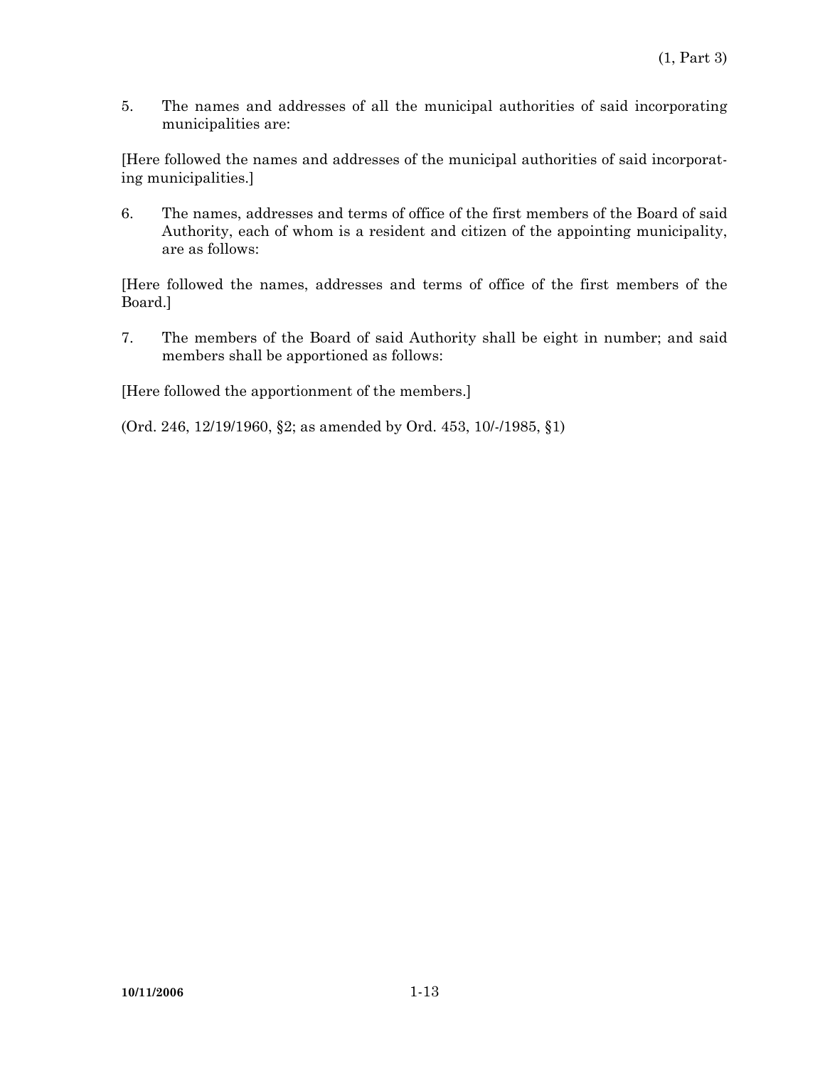5. The names and addresses of all the municipal authorities of said incorporating municipalities are:

[Here followed the names and addresses of the municipal authorities of said incorporating municipalities.]

6. The names, addresses and terms of office of the first members of the Board of said Authority, each of whom is a resident and citizen of the appointing municipality, are as follows:

[Here followed the names, addresses and terms of office of the first members of the Board.]

7. The members of the Board of said Authority shall be eight in number; and said members shall be apportioned as follows:

[Here followed the apportionment of the members.]

(Ord. 246, 12/19/1960, §2; as amended by Ord. 453, 10/-/1985, §1)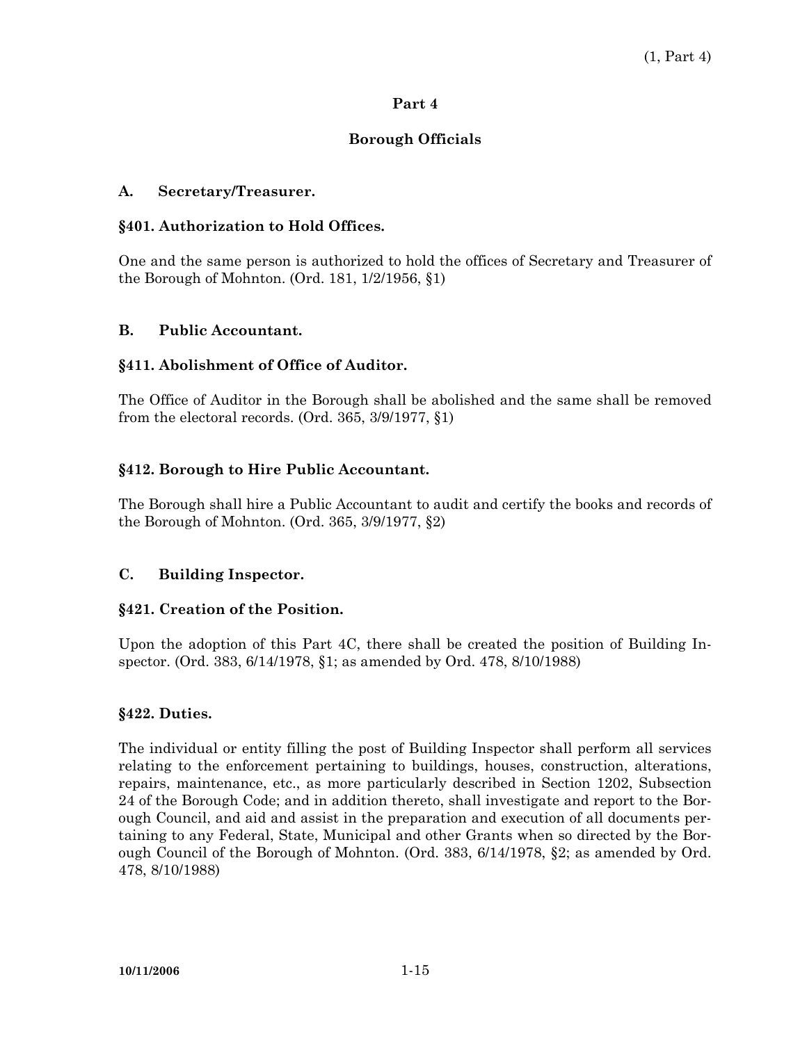# Part 4

## Borough Officials

### A. Secretary/Treasurer.

### §401. Authorization to Hold Offices.

One and the same person is authorized to hold the offices of Secretary and Treasurer of the Borough of Mohnton. (Ord. 181, 1/2/1956, §1)

### B. Public Accountant.

### §411. Abolishment of Office of Auditor.

The Office of Auditor in the Borough shall be abolished and the same shall be removed from the electoral records. (Ord. 365, 3/9/1977, §1)

### §412. Borough to Hire Public Accountant.

The Borough shall hire a Public Accountant to audit and certify the books and records of the Borough of Mohnton. (Ord. 365, 3/9/1977, §2)

### C. Building Inspector.

### §421. Creation of the Position.

Upon the adoption of this Part 4C, there shall be created the position of Building Inspector. (Ord. 383, 6/14/1978, §1; as amended by Ord. 478, 8/10/1988)

### §422. Duties.

The individual or entity filling the post of Building Inspector shall perform all services relating to the enforcement pertaining to buildings, houses, construction, alterations, repairs, maintenance, etc., as more particularly described in Section 1202, Subsection 24 of the Borough Code; and in addition thereto, shall investigate and report to the Borough Council, and aid and assist in the preparation and execution of all documents pertaining to any Federal, State, Municipal and other Grants when so directed by the Borough Council of the Borough of Mohnton. (Ord. 383, 6/14/1978, §2; as amended by Ord. 478, 8/10/1988)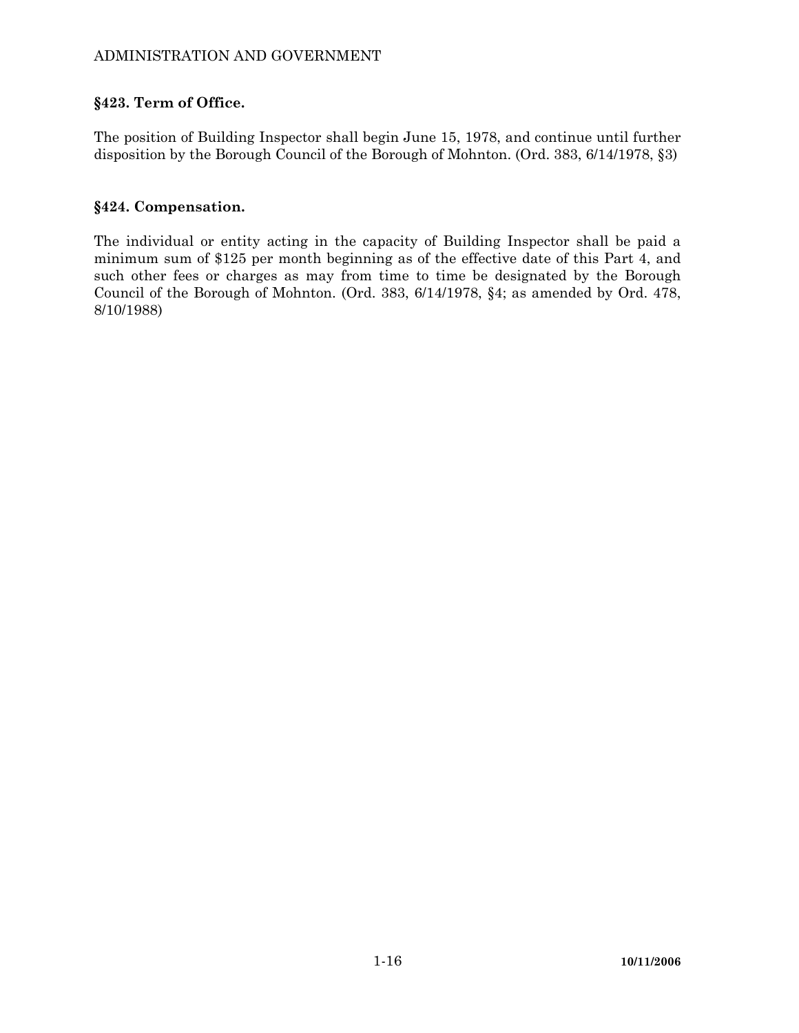### §423. Term of Office.

The position of Building Inspector shall begin June 15, 1978, and continue until further disposition by the Borough Council of the Borough of Mohnton. (Ord. 383, 6/14/1978, §3)

### §424. Compensation.

The individual or entity acting in the capacity of Building Inspector shall be paid a minimum sum of $125 per month beginning as of the effective date of this Part 4, and such other fees or charges as may from time to time be designated by the Borough Council of the Borough of Mohnton. (Ord. 383, 6/14/1978, §4; as amended by Ord. 478, 8/10/1988)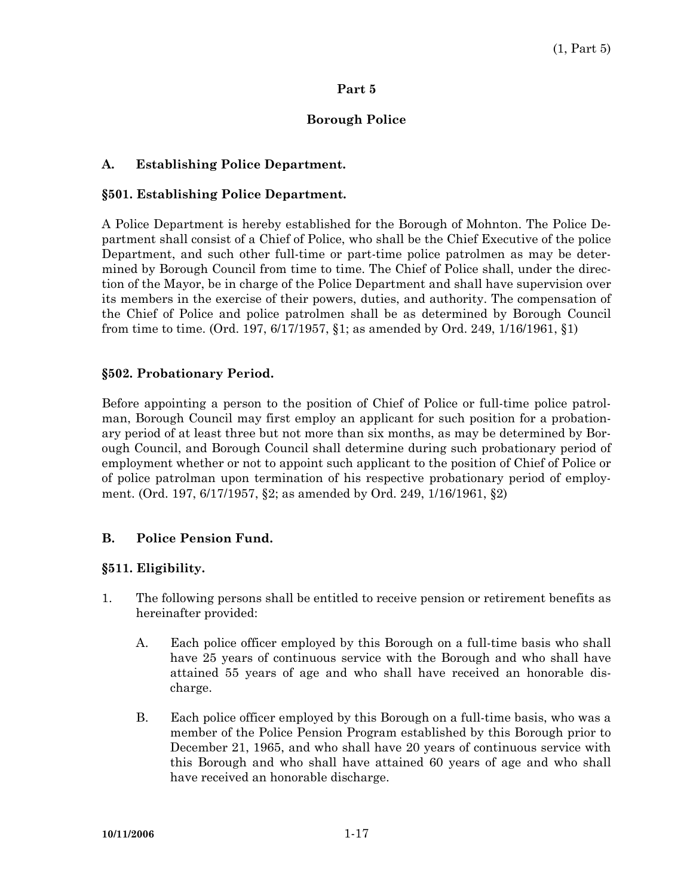## Part 5

## Borough Police

### A. Establishing Police Department.

### §501. Establishing Police Department.

A Police Department is hereby established for the Borough of Mohnton. The Police Department shall consist of a Chief of Police, who shall be the Chief Executive of the police Department, and such other full-time or part-time police patrolmen as may be determined by Borough Council from time to time. The Chief of Police shall, under the direction of the Mayor, be in charge of the Police Department and shall have supervision over its members in the exercise of their powers, duties, and authority. The compensation of the Chief of Police and police patrolmen shall be as determined by Borough Council from time to time. (Ord. 197, 6/17/1957, §1; as amended by Ord. 249, 1/16/1961, §1)

### §502. Probationary Period.

Before appointing a person to the position of Chief of Police or full-time police patrolman, Borough Council may first employ an applicant for such position for a probationary period of at least three but not more than six months, as may be determined by Borough Council, and Borough Council shall determine during such probationary period of employment whether or not to appoint such applicant to the position of Chief of Police or of police patrolman upon termination of his respective probationary period of employment. (Ord. 197, 6/17/1957, §2; as amended by Ord. 249, 1/16/1961, §2)

### B. Police Pension Fund.

### §511. Eligibility.

1. The following persons shall be entitled to receive pension or retirement benefits as hereinafter provided:

   A. Each police officer employed by this Borough on a full-time basis who shall have 25 years of continuous service with the Borough and who shall have attained 55 years of age and who shall have received an honorable discharge.

   B. Each police officer employed by this Borough on a full-time basis, who was a member of the Police Pension Program established by this Borough prior to December 21, 1965, and who shall have 20 years of continuous service with this Borough and who shall have attained 60 years of age and who shall have received an honorable discharge.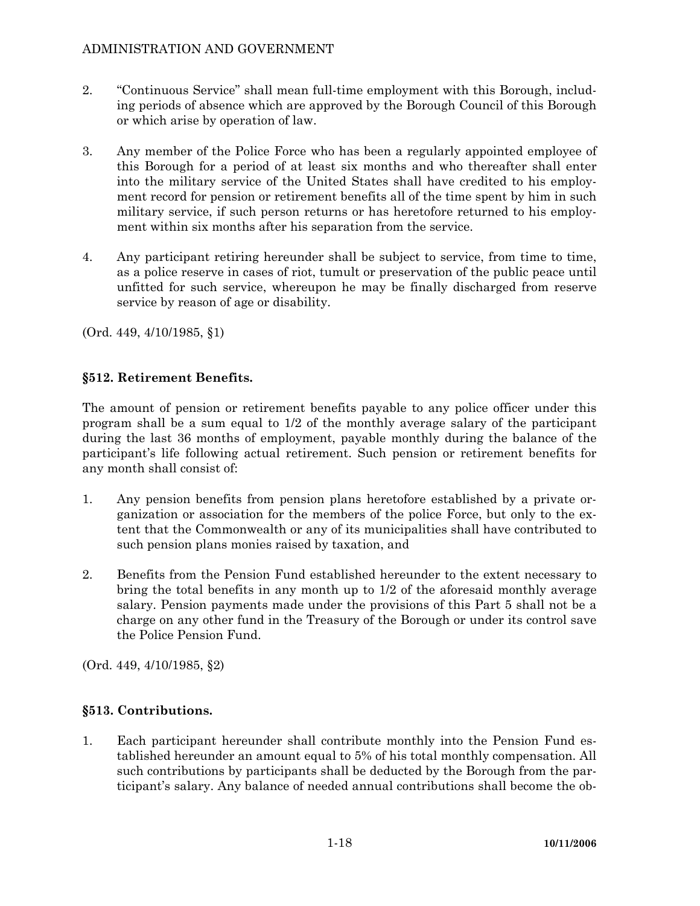2. "Continuous Service" shall mean full-time employment with this Borough, including periods of absence which are approved by the Borough Council of this Borough or which arise by operation of law.

3. Any member of the Police Force who has been a regularly appointed employee of this Borough for a period of at least six months and who thereafter shall enter into the military service of the United States shall have credited to his employment record for pension or retirement benefits all of the time spent by him in such military service, if such person returns or has heretofore returned to his employment within six months after his separation from the service.

4. Any participant retiring hereunder shall be subject to service, from time to time, as a police reserve in cases of riot, tumult or preservation of the public peace until unfitted for such service, whereupon he may be finally discharged from reserve service by reason of age or disability.

(Ord. 449, 4/10/1985, §1)

### §512. Retirement Benefits.

The amount of pension or retirement benefits payable to any police officer under this program shall be a sum equal to 1/2 of the monthly average salary of the participant during the last 36 months of employment, payable monthly during the balance of the participant's life following actual retirement. Such pension or retirement benefits for any month shall consist of:

1. Any pension benefits from pension plans heretofore established by a private organization or association for the members of the police Force, but only to the extent that the Commonwealth or any of its municipalities shall have contributed to such pension plans monies raised by taxation, and

2. Benefits from the Pension Fund established hereunder to the extent necessary to bring the total benefits in any month up to 1/2 of the aforesaid monthly average salary. Pension payments made under the provisions of this Part 5 shall not be a charge on any other fund in the Treasury of the Borough or under its control save the Police Pension Fund.

(Ord. 449, 4/10/1985, §2)

### §513. Contributions.

1. Each participant hereunder shall contribute monthly into the Pension Fund established hereunder an amount equal to 5% of his total monthly compensation. All such contributions by participants shall be deducted by the Borough from the participant's salary. Any balance of needed annual contributions shall become the ob-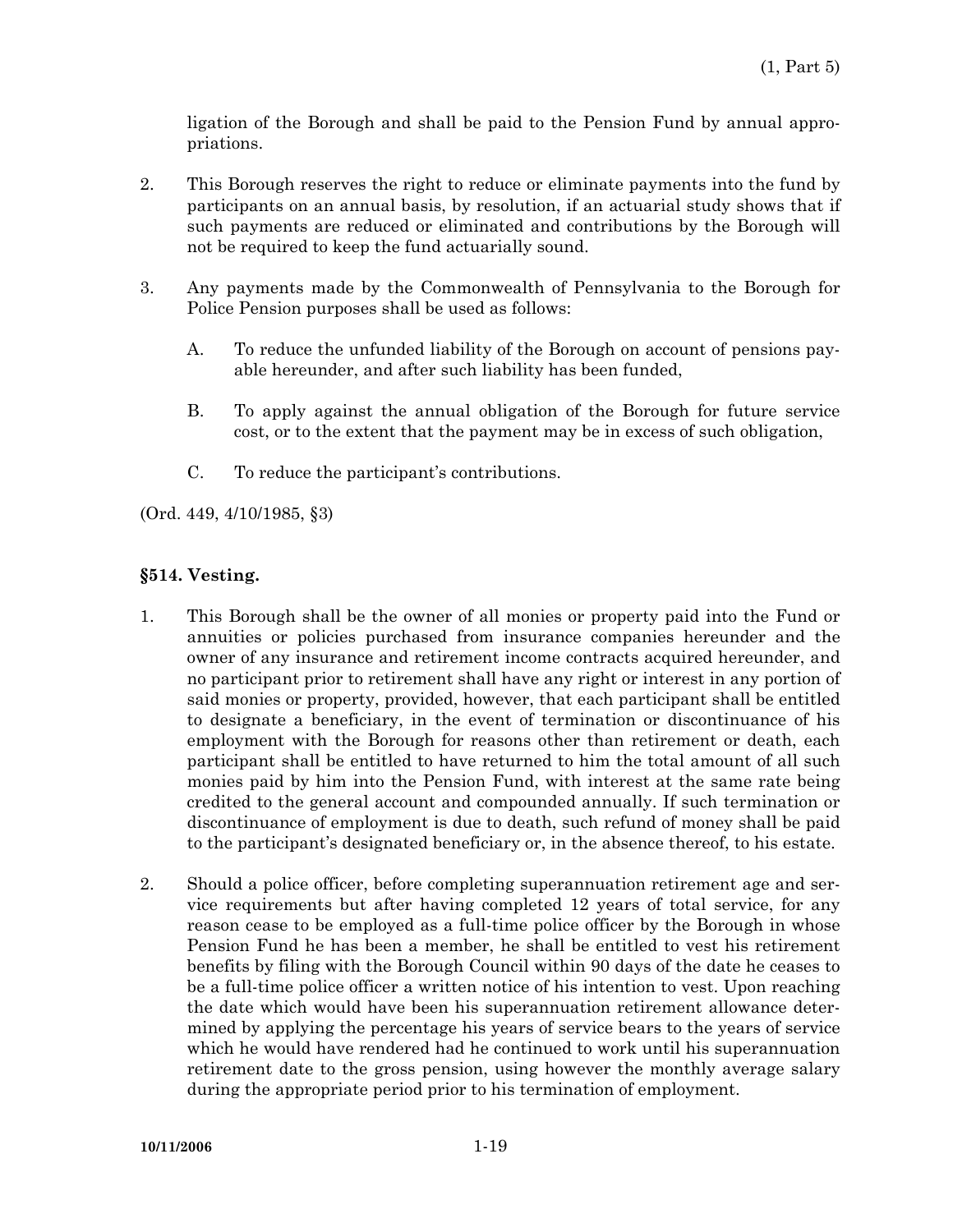ligation of the Borough and shall be paid to the Pension Fund by annual appropriations.

2. This Borough reserves the right to reduce or eliminate payments into the fund by participants on an annual basis, by resolution, if an actuarial study shows that if such payments are reduced or eliminated and contributions by the Borough will not be required to keep the fund actuarially sound.

3. Any payments made by the Commonwealth of Pennsylvania to the Borough for Police Pension purposes shall be used as follows:

   A. To reduce the unfunded liability of the Borough on account of pensions payable hereunder, and after such liability has been funded,

   B. To apply against the annual obligation of the Borough for future service cost, or to the extent that the payment may be in excess of such obligation,

   C. To reduce the participant's contributions.

(Ord. 449, 4/10/1985, §3)

**§514. Vesting.**

1. This Borough shall be the owner of all monies or property paid into the Fund or annuities or policies purchased from insurance companies hereunder and the owner of any insurance and retirement income contracts acquired hereunder, and no participant prior to retirement shall have any right or interest in any portion of said monies or property, provided, however, that each participant shall be entitled to designate a beneficiary, in the event of termination or discontinuance of his employment with the Borough for reasons other than retirement or death, each participant shall be entitled to have returned to him the total amount of all such monies paid by him into the Pension Fund, with interest at the same rate being credited to the general account and compounded annually. If such termination or discontinuance of employment is due to death, such refund of money shall be paid to the participant's designated beneficiary or, in the absence thereof, to his estate.

2. Should a police officer, before completing superannuation retirement age and service requirements but after having completed 12 years of total service, for any reason cease to be employed as a full-time police officer by the Borough in whose Pension Fund he has been a member, he shall be entitled to vest his retirement benefits by filing with the Borough Council within 90 days of the date he ceases to be a full-time police officer a written notice of his intention to vest. Upon reaching the date which would have been his superannuation retirement allowance determined by applying the percentage his years of service bears to the years of service which he would have rendered had he continued to work until his superannuation retirement date to the gross pension, using however the monthly average salary during the appropriate period prior to his termination of employment.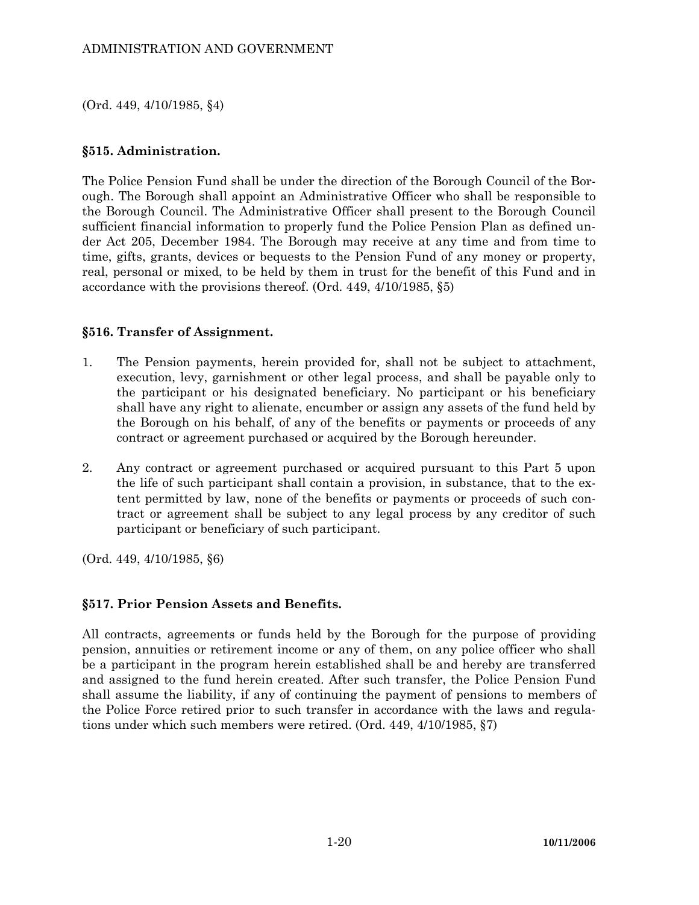(Ord. 449, 4/10/1985, §4)

### §515. Administration.

The Police Pension Fund shall be under the direction of the Borough Council of the Borough. The Borough shall appoint an Administrative Officer who shall be responsible to the Borough Council. The Administrative Officer shall present to the Borough Council sufficient financial information to properly fund the Police Pension Plan as defined under Act 205, December 1984. The Borough may receive at any time and from time to time, gifts, grants, devices or bequests to the Pension Fund of any money or property, real, personal or mixed, to be held by them in trust for the benefit of this Fund and in accordance with the provisions thereof. (Ord. 449, 4/10/1985, §5)

### §516. Transfer of Assignment.

1. The Pension payments, herein provided for, shall not be subject to attachment, execution, levy, garnishment or other legal process, and shall be payable only to the participant or his designated beneficiary. No participant or his beneficiary shall have any right to alienate, encumber or assign any assets of the fund held by the Borough on his behalf, of any of the benefits or payments or proceeds of any contract or agreement purchased or acquired by the Borough hereunder.

2. Any contract or agreement purchased or acquired pursuant to this Part 5 upon the life of such participant shall contain a provision, in substance, that to the extent permitted by law, none of the benefits or payments or proceeds of such contract or agreement shall be subject to any legal process by any creditor of such participant or beneficiary of such participant.

(Ord. 449, 4/10/1985, §6)

### §517. Prior Pension Assets and Benefits.

All contracts, agreements or funds held by the Borough for the purpose of providing pension, annuities or retirement income or any of them, on any police officer who shall be a participant in the program herein established shall be and hereby are transferred and assigned to the fund herein created. After such transfer, the Police Pension Fund shall assume the liability, if any of continuing the payment of pensions to members of the Police Force retired prior to such transfer in accordance with the laws and regulations under which such members were retired. (Ord. 449, 4/10/1985, §7)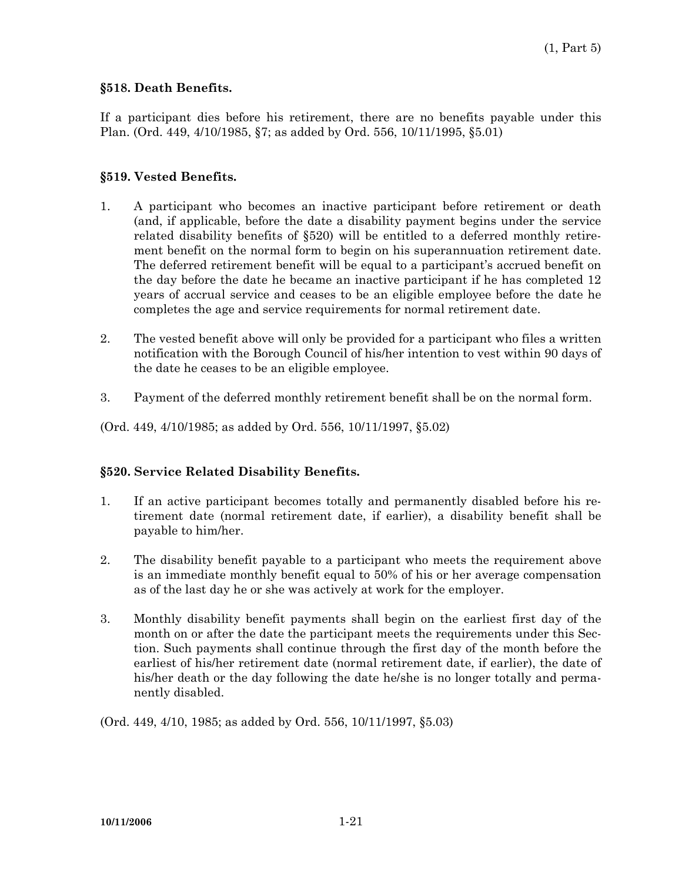### §518. Death Benefits.

If a participant dies before his retirement, there are no benefits payable under this Plan. (Ord. 449, 4/10/1985, §7; as added by Ord. 556, 10/11/1995, §5.01)

### §519. Vested Benefits.

1. A participant who becomes an inactive participant before retirement or death (and, if applicable, before the date a disability payment begins under the service related disability benefits of §520) will be entitled to a deferred monthly retirement benefit on the normal form to begin on his superannuation retirement date. The deferred retirement benefit will be equal to a participant's accrued benefit on the day before the date he became an inactive participant if he has completed 12 years of accrual service and ceases to be an eligible employee before the date he completes the age and service requirements for normal retirement date.

2. The vested benefit above will only be provided for a participant who files a written notification with the Borough Council of his/her intention to vest within 90 days of the date he ceases to be an eligible employee.

3. Payment of the deferred monthly retirement benefit shall be on the normal form.

(Ord. 449, 4/10/1985; as added by Ord. 556, 10/11/1997, §5.02)

### §520. Service Related Disability Benefits.

1. If an active participant becomes totally and permanently disabled before his retirement date (normal retirement date, if earlier), a disability benefit shall be payable to him/her.

2. The disability benefit payable to a participant who meets the requirement above is an immediate monthly benefit equal to 50% of his or her average compensation as of the last day he or she was actively at work for the employer.

3. Monthly disability benefit payments shall begin on the earliest first day of the month on or after the date the participant meets the requirements under this Section. Such payments shall continue through the first day of the month before the earliest of his/her retirement date (normal retirement date, if earlier), the date of his/her death or the day following the date he/she is no longer totally and permanently disabled.

(Ord. 449, 4/10, 1985; as added by Ord. 556, 10/11/1997, §5.03)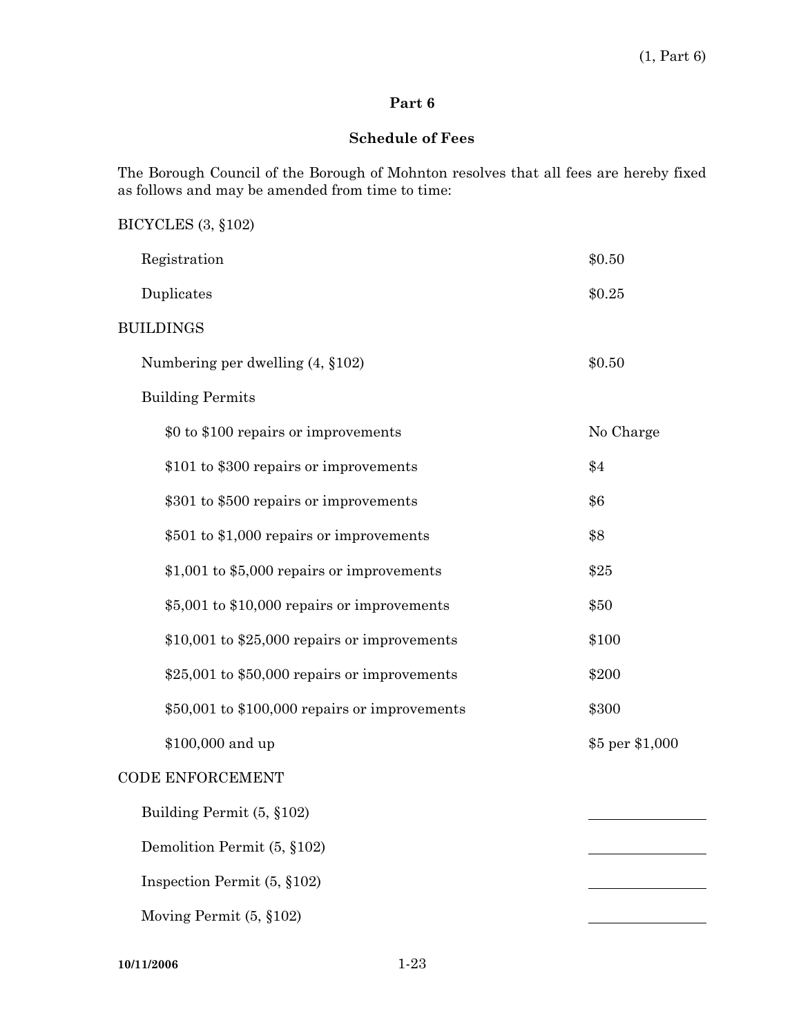## Part 6

### Schedule of Fees

The Borough Council of the Borough of Mohnton resolves that all fees are hereby fixed as follows and may be amended from time to time:

| Item | Fee |
|---|---|
| BICYCLES (3, §102) | |
| Registration | $0.50 |
| Duplicates | $0.25 |
| BUILDINGS | |
| Numbering per dwelling (4, §102) | $0.50 |
| Building Permits | |
| $0 to $100 repairs or improvements | No Charge |
| $101 to $300 repairs or improvements | $4 |
| $301 to $500 repairs or improvements | $6 |
| $501 to $1,000 repairs or improvements | $8 |
| $1,001 to $5,000 repairs or improvements | $25 |
| $5,001 to $10,000 repairs or improvements | $50 |
| $10,001 to $25,000 repairs or improvements | $100 |
| $25,001 to $50,000 repairs or improvements | $200 |
| $50,001 to $100,000 repairs or improvements | $300 |
| $100,000 and up | $5 per $1,000 |
| CODE ENFORCEMENT | |
| Building Permit (5, §102) | ____________ |
| Demolition Permit (5, §102) | ____________ |
| Inspection Permit (5, §102) | ____________ |
| Moving Permit (5, §102) | ____________ |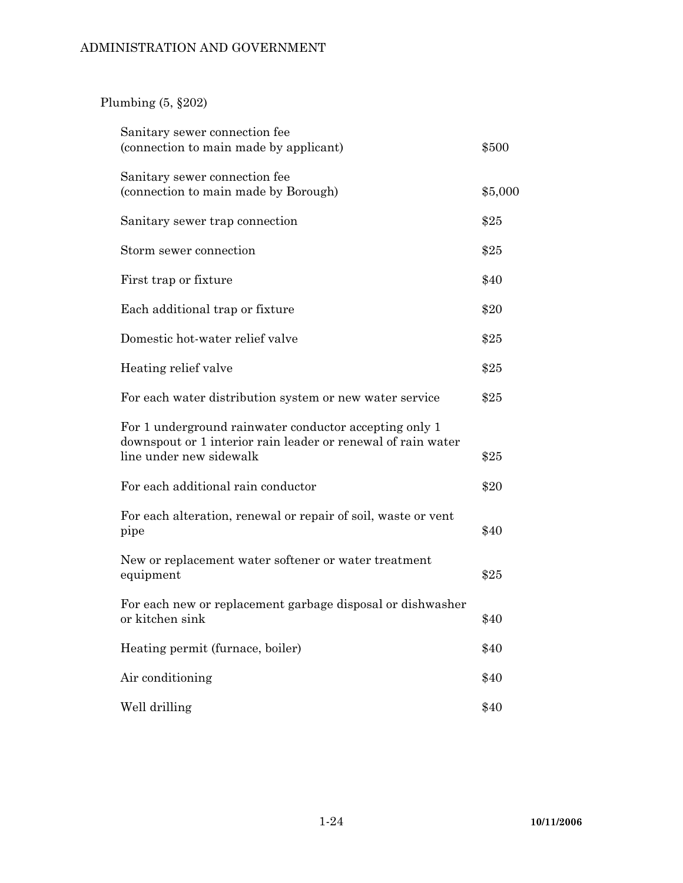Plumbing (5, §202)

| | |
|---|---|
| Sanitary sewer connection fee (connection to main made by applicant) | $500 |
| Sanitary sewer connection fee (connection to main made by Borough) | $5,000 |
| Sanitary sewer trap connection | $25 |
| Storm sewer connection | $25 |
| First trap or fixture | $40 |
| Each additional trap or fixture | $20 |
| Domestic hot-water relief valve | $25 |
| Heating relief valve | $25 |
| For each water distribution system or new water service | $25 |
| For 1 underground rainwater conductor accepting only 1 downspout or 1 interior rain leader or renewal of rain water line under new sidewalk | $25 |
| For each additional rain conductor | $20 |
| For each alteration, renewal or repair of soil, waste or vent pipe | $40 |
| New or replacement water softener or water treatment equipment | $25 |
| For each new or replacement garbage disposal or dishwasher or kitchen sink | $40 |
| Heating permit (furnace, boiler) | $40 |
| Air conditioning | $40 |
| Well drilling | $40 |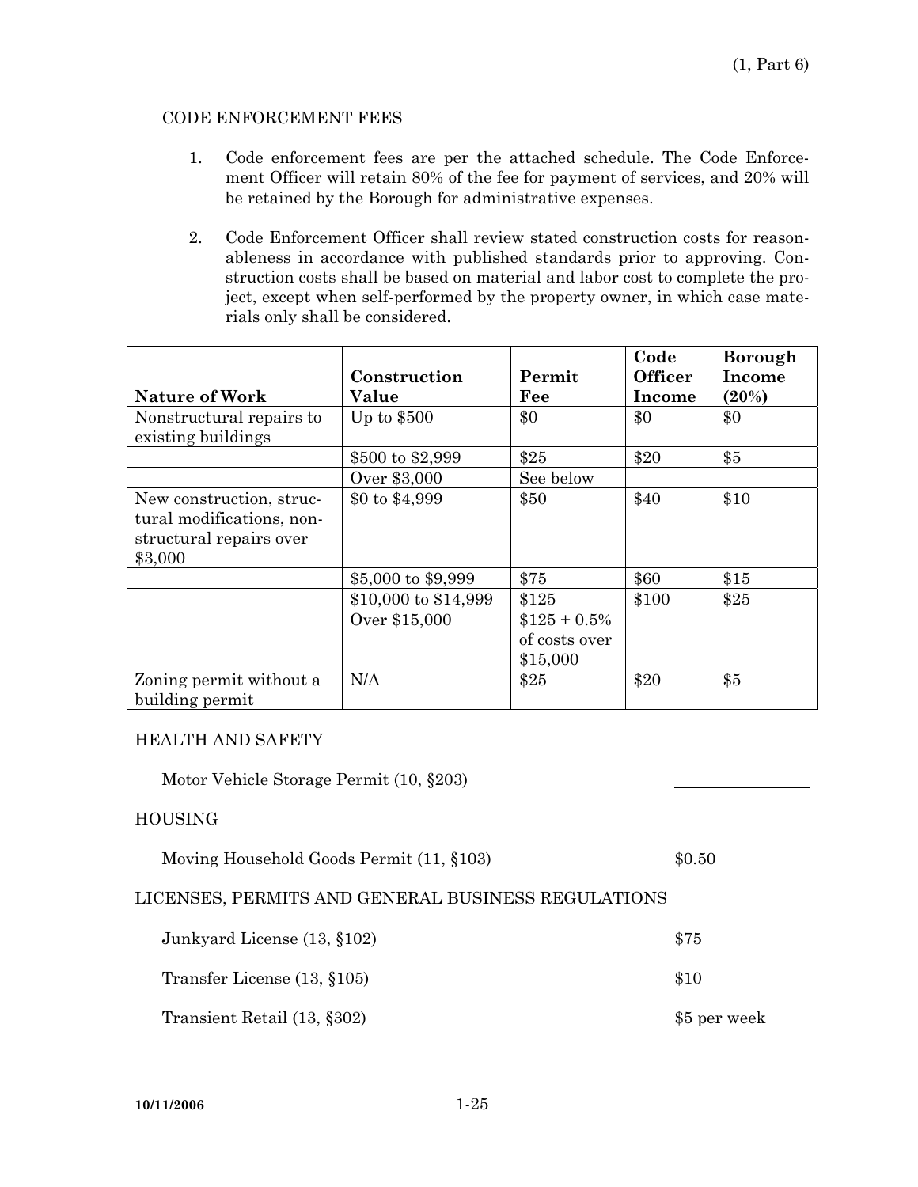## CODE ENFORCEMENT FEES

1. Code enforcement fees are per the attached schedule. The Code Enforcement Officer will retain 80% of the fee for payment of services, and 20% will be retained by the Borough for administrative expenses.

2. Code Enforcement Officer shall review stated construction costs for reasonableness in accordance with published standards prior to approving. Construction costs shall be based on material and labor cost to complete the project, except when self-performed by the property owner, in which case materials only shall be considered.

| Nature of Work | Construction Value | Permit Fee | Code Officer Income | Borough Income (20%) |
|---|---|---|---|---|
| Nonstructural repairs to existing buildings | Up to $500 | $0 | $0 | $0 |
| | $500 to $2,999 | $25 | $20 | $5 |
| | Over $3,000 | See below | | |
| New construction, structural modifications, nonstructural repairs over $3,000 | $0 to $4,999 | $50 | $40 | $10 |
| | $5,000 to $9,999 | $75 | $60 | $15 |
| | $10,000 to $14,999 | $125 | $100 | $25 |
| | Over $15,000 | $125 + 0.5% of costs over $15,000 | | |
| Zoning permit without a building permit | N/A | $25 | $20 | $5 |

## HEALTH AND SAFETY

Motor Vehicle Storage Permit (10, §203) ________________

## HOUSING

Moving Household Goods Permit (11, §103) $0.50

## LICENSES, PERMITS AND GENERAL BUSINESS REGULATIONS

Junkyard License (13, §102) $75

Transfer License (13, §105) $10

Transient Retail (13, §302) $5 per week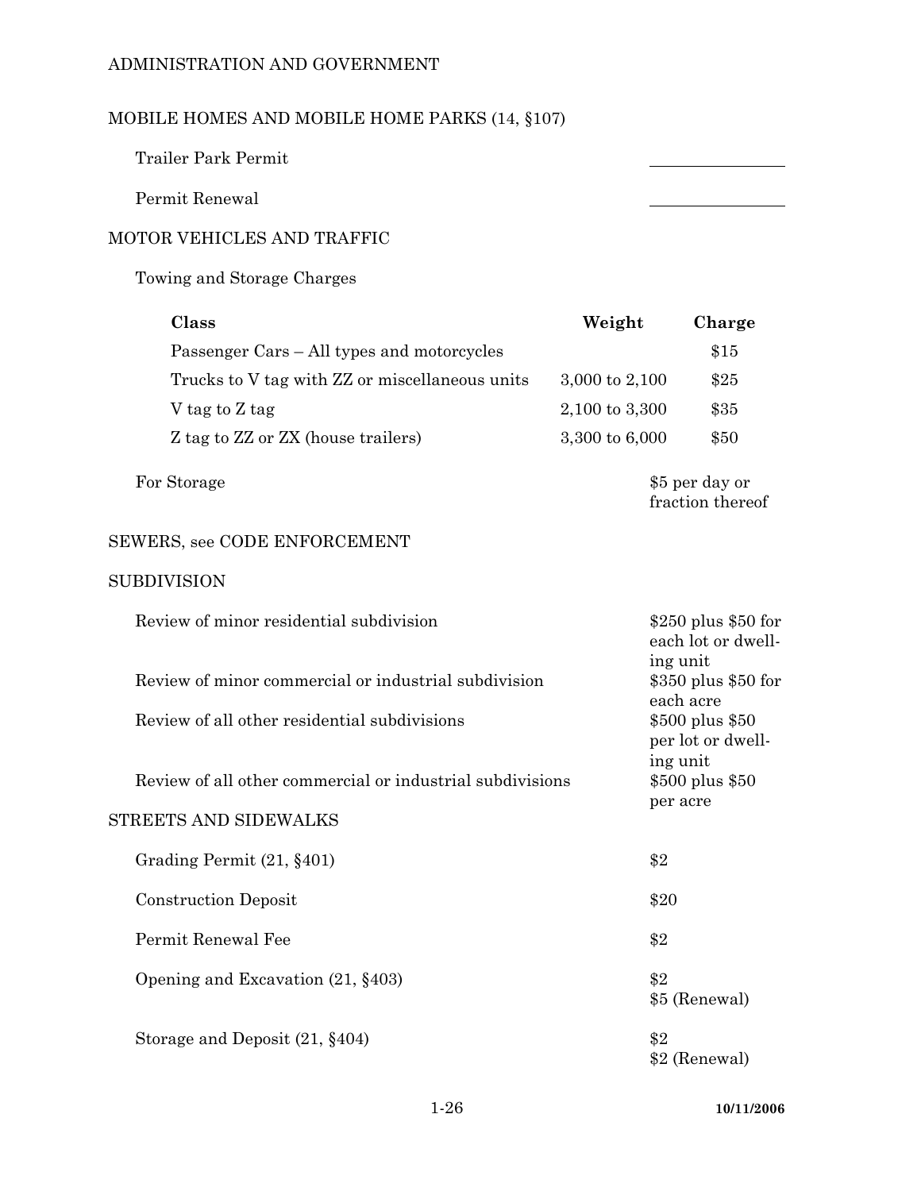ADMINISTRATION AND GOVERNMENT

## MOBILE HOMES AND MOBILE HOME PARKS (14, §107)

| | |
|---|---|
| Trailer Park Permit | ________________ |
| Permit Renewal | ________________ |

## MOTOR VEHICLES AND TRAFFIC

Towing and Storage Charges

| Class | Weight | Charge |
|---|---|---|
| Passenger Cars – All types and motorcycles | | $15 |
| Trucks to V tag with ZZ or miscellaneous units | 3,000 to 2,100 | $25 |
| V tag to Z tag | 2,100 to 3,300 | $35 |
| Z tag to ZZ or ZX (house trailers) | 3,300 to 6,000 | $50 |

| | |
|---|---|
| For Storage | $5 per day or fraction thereof |

## SEWERS, see CODE ENFORCEMENT

## SUBDIVISION

| | |
|---|---|
| Review of minor residential subdivision | $250 plus $50 for each lot or dwelling unit |
| Review of minor commercial or industrial subdivision | $350 plus $50 for each acre |
| Review of all other residential subdivisions | $500 plus $50 per lot or dwelling unit |
| Review of all other commercial or industrial subdivisions | $500 plus $50 per acre |

## STREETS AND SIDEWALKS

| | |
|---|---|
| Grading Permit (21, §401) | $2 |
| Construction Deposit | $20 |
| Permit Renewal Fee | $2 |
| Opening and Excavation (21, §403) | $2<br>$5 (Renewal) |
| Storage and Deposit (21, §404) | $2<br>$2 (Renewal) |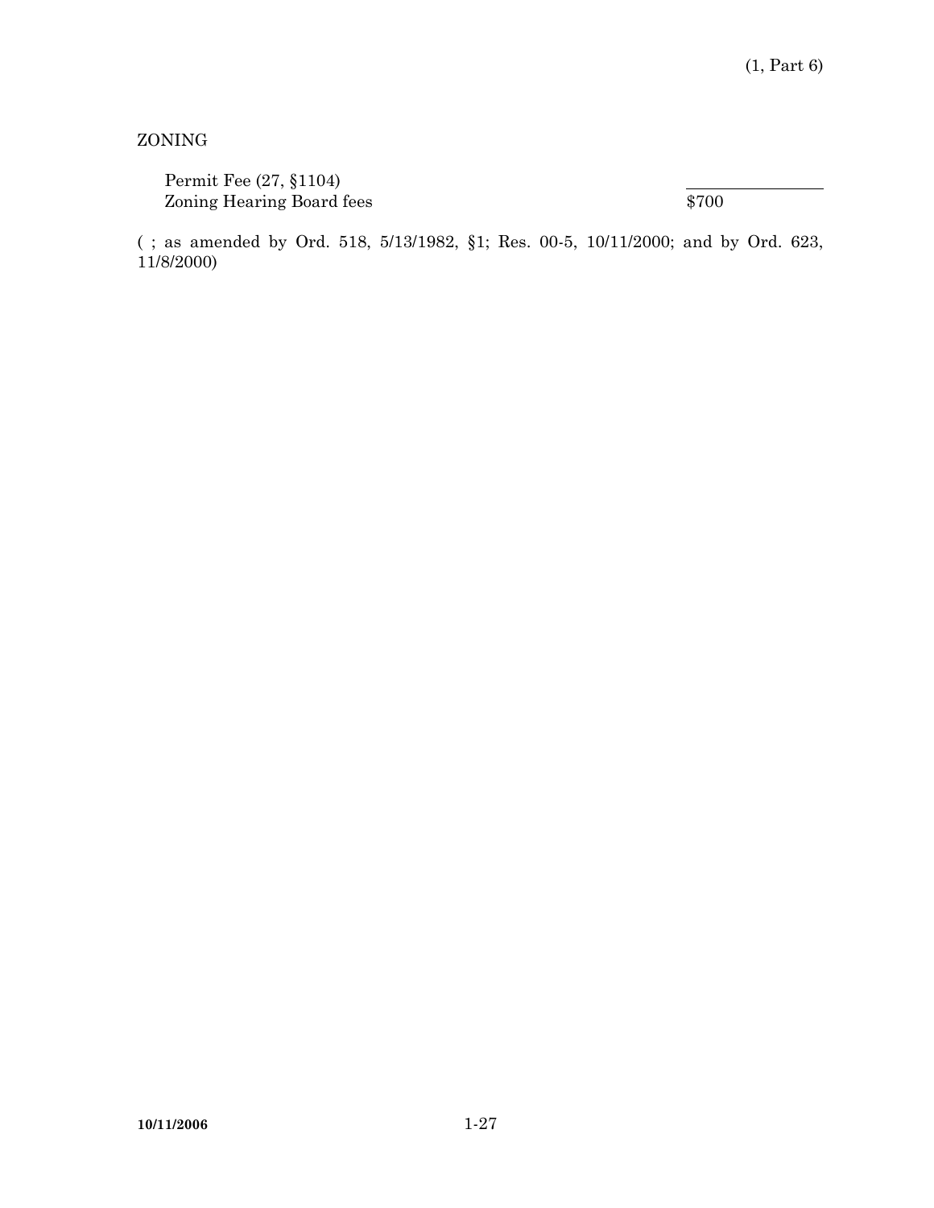ZONING

| | |
|---|---|
| Permit Fee (27, §1104) | ________________ |
| Zoning Hearing Board fees | $700 |

( ; as amended by Ord. 518, 5/13/1982, §1; Res. 00-5, 10/11/2000; and by Ord. 623, 11/8/2000)